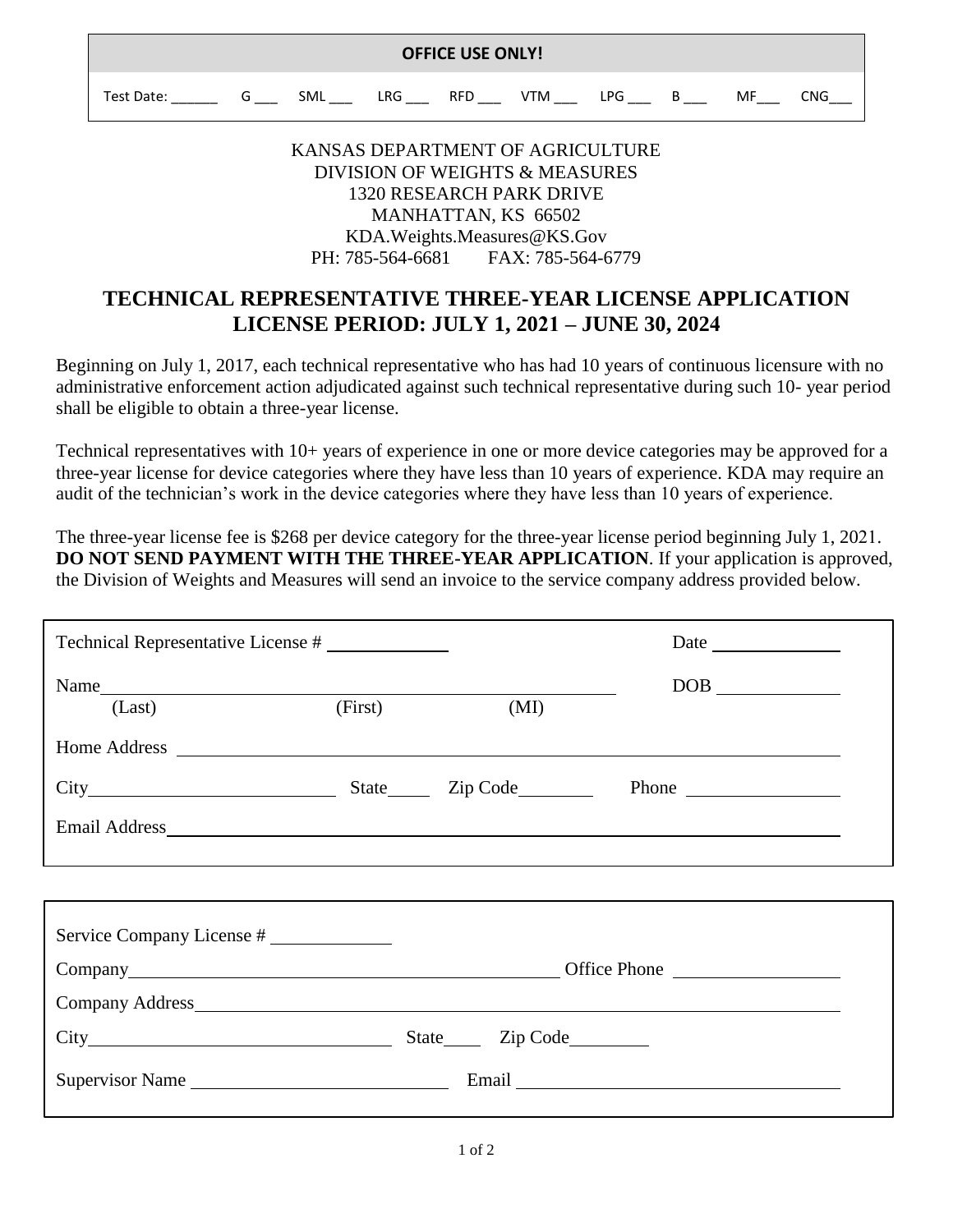| OFFICE USE ONLY! |
|---|
| Test Date: ______ G ___ SML ___ LRG ___ RFD ___ VTM ___ LPG ___ B ___ MF___ CNG___ |

KANSAS DEPARTMENT OF AGRICULTURE
DIVISION OF WEIGHTS & MEASURES
1320 RESEARCH PARK DRIVE
MANHATTAN, KS 66502
KDA.Weights.Measures@KS.Gov
PH: 785-564-6681 FAX: 785-564-6779

# TECHNICAL REPRESENTATIVE THREE-YEAR LICENSE APPLICATION
# LICENSE PERIOD: JULY 1, 2021 – JUNE 30, 2024

Beginning on July 1, 2017, each technical representative who has had 10 years of continuous licensure with no administrative enforcement action adjudicated against such technical representative during such 10- year period shall be eligible to obtain a three-year license.

Technical representatives with 10+ years of experience in one or more device categories may be approved for a three-year license for device categories where they have less than 10 years of experience. KDA may require an audit of the technician's work in the device categories where they have less than 10 years of experience.

The three-year license fee is $268 per device category for the three-year license period beginning July 1, 2021. **DO NOT SEND PAYMENT WITH THE THREE-YEAR APPLICATION**. If your application is approved, the Division of Weights and Measures will send an invoice to the service company address provided below.

Technical Representative License # ____________ Date ______________

Name ______________________________________________ DOB ____________
(Last) (First) (MI)

Home Address ______________________________________________________________

City ________________________ State_____ Zip Code________ Phone ________________

Email Address _____________________________________________________________

Service Company License # ____________

Company ________________________________________ Office Phone ________________

Company Address ___________________________________________________________

City ______________________________ State____ Zip Code________

Supervisor Name __________________________ Email __________________________________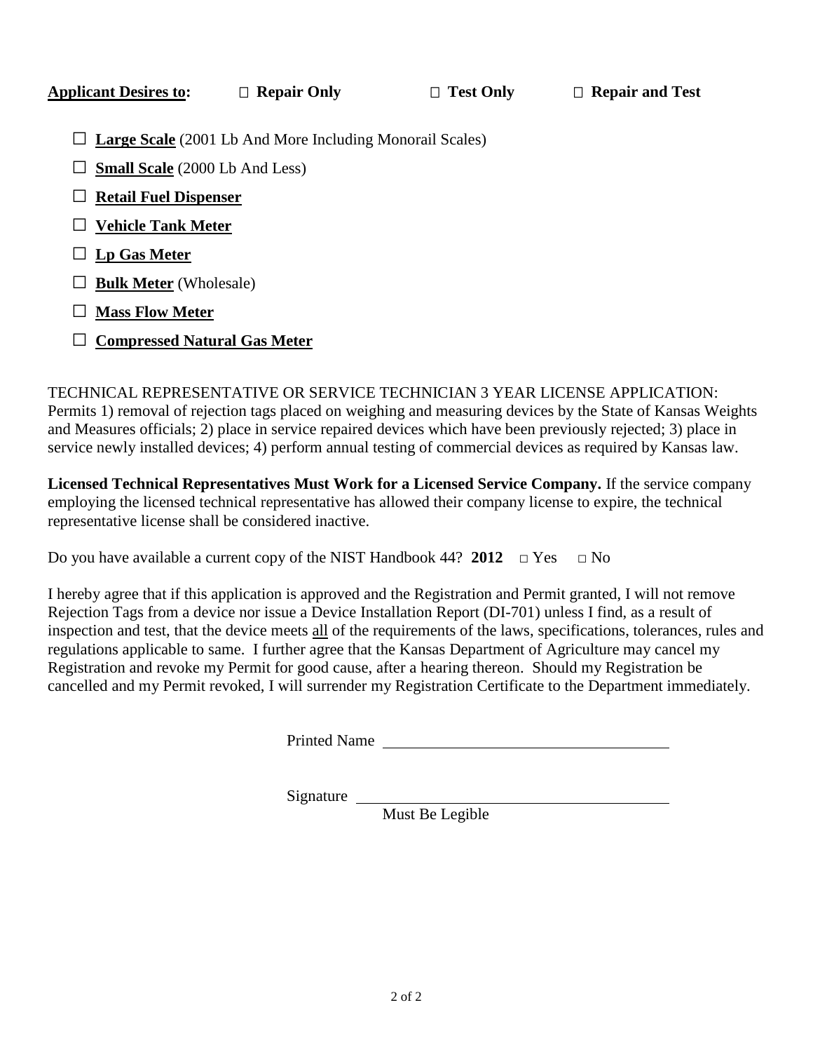**Applicant Desires to:** ☐ **Repair Only** ☐ **Test Only** ☐ **Repair and Test**

- ☐ **Large Scale** (2001 Lb And More Including Monorail Scales)
- ☐ **Small Scale** (2000 Lb And Less)
- ☐ **Retail Fuel Dispenser**
- ☐ **Vehicle Tank Meter**
- ☐ **Lp Gas Meter**
- ☐ **Bulk Meter** (Wholesale)
- ☐ **Mass Flow Meter**
- ☐ **Compressed Natural Gas Meter**

TECHNICAL REPRESENTATIVE OR SERVICE TECHNICIAN 3 YEAR LICENSE APPLICATION: Permits 1) removal of rejection tags placed on weighing and measuring devices by the State of Kansas Weights and Measures officials; 2) place in service repaired devices which have been previously rejected; 3) place in service newly installed devices; 4) perform annual testing of commercial devices as required by Kansas law.

**Licensed Technical Representatives Must Work for a Licensed Service Company.** If the service company employing the licensed technical representative has allowed their company license to expire, the technical representative license shall be considered inactive.

Do you have available a current copy of the NIST Handbook 44? **2012** ☐ Yes ☐ No

I hereby agree that if this application is approved and the Registration and Permit granted, I will not remove Rejection Tags from a device nor issue a Device Installation Report (DI-701) unless I find, as a result of inspection and test, that the device meets all of the requirements of the laws, specifications, tolerances, rules and regulations applicable to same. I further agree that the Kansas Department of Agriculture may cancel my Registration and revoke my Permit for good cause, after a hearing thereon. Should my Registration be cancelled and my Permit revoked, I will surrender my Registration Certificate to the Department immediately.

Printed Name ____________________________________

Signature ________________________________________
Must Be Legible